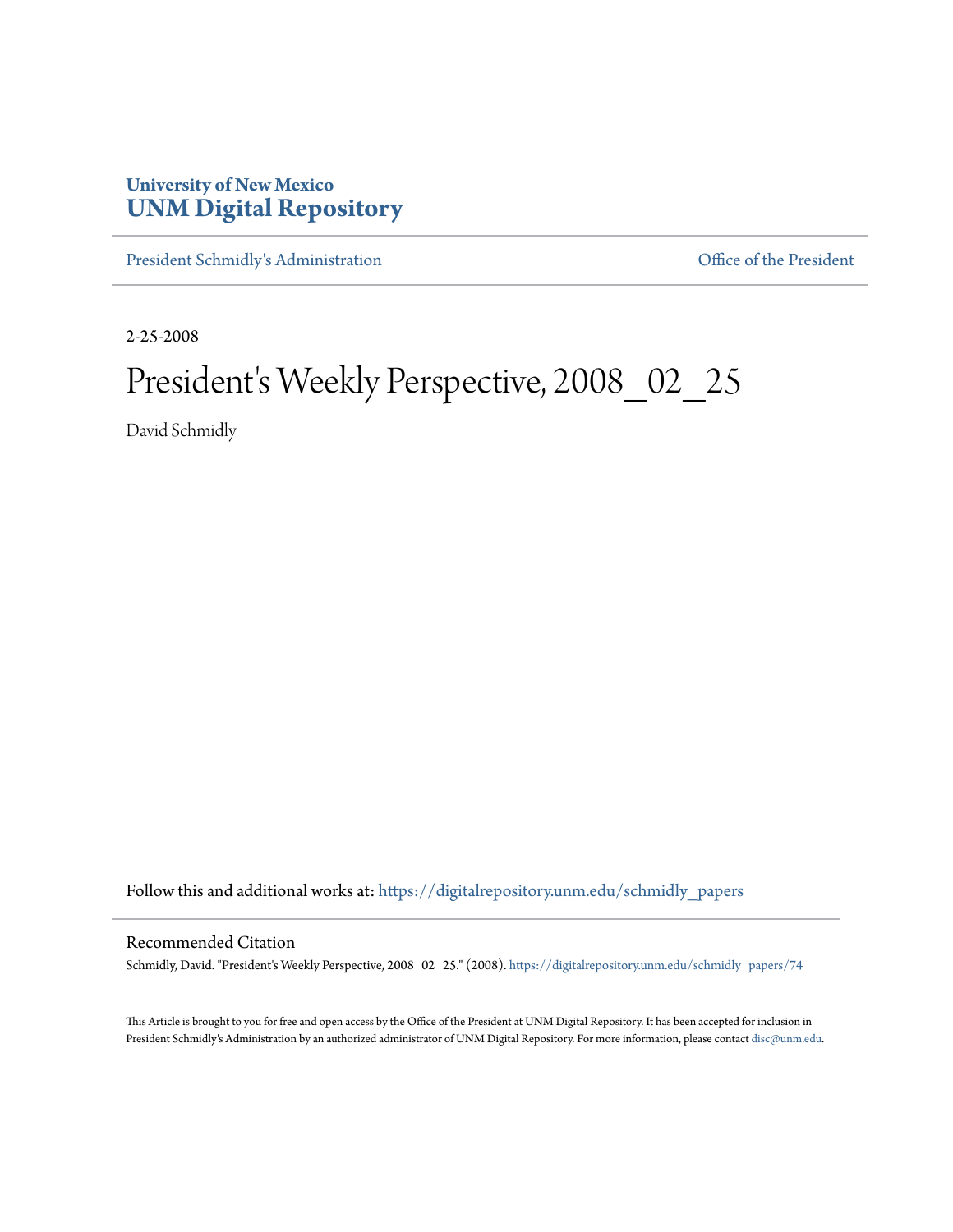University of New Mexico
# UNM Digital Repository

President Schmidly's Administration | Office of the President

2-25-2008

# President's Weekly Perspective, 2008_02_25

David Schmidly

Follow this and additional works at: https://digitalrepository.unm.edu/schmidly_papers

## Recommended Citation

Schmidly, David. "President's Weekly Perspective, 2008_02_25." (2008). https://digitalrepository.unm.edu/schmidly_papers/74

This Article is brought to you for free and open access by the Office of the President at UNM Digital Repository. It has been accepted for inclusion in President Schmidly's Administration by an authorized administrator of UNM Digital Repository. For more information, please contact disc@unm.edu.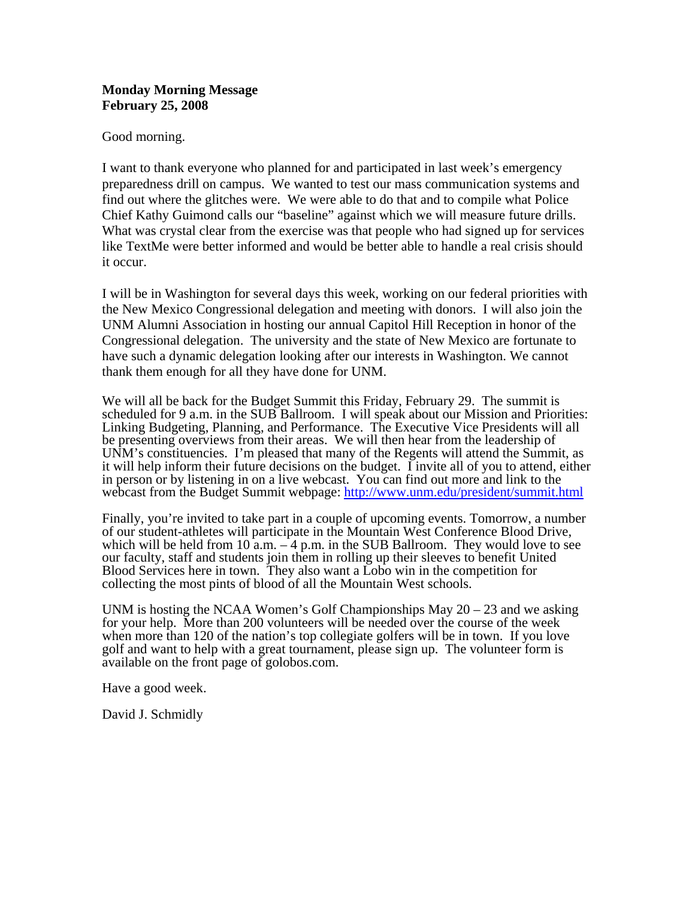**Monday Morning Message**
**February 25, 2008**

Good morning.

I want to thank everyone who planned for and participated in last week's emergency preparedness drill on campus. We wanted to test our mass communication systems and find out where the glitches were. We were able to do that and to compile what Police Chief Kathy Guimond calls our "baseline" against which we will measure future drills. What was crystal clear from the exercise was that people who had signed up for services like TextMe were better informed and would be better able to handle a real crisis should it occur.

I will be in Washington for several days this week, working on our federal priorities with the New Mexico Congressional delegation and meeting with donors. I will also join the UNM Alumni Association in hosting our annual Capitol Hill Reception in honor of the Congressional delegation. The university and the state of New Mexico are fortunate to have such a dynamic delegation looking after our interests in Washington. We cannot thank them enough for all they have done for UNM.

We will all be back for the Budget Summit this Friday, February 29. The summit is scheduled for 9 a.m. in the SUB Ballroom. I will speak about our Mission and Priorities: Linking Budgeting, Planning, and Performance. The Executive Vice Presidents will all be presenting overviews from their areas. We will then hear from the leadership of UNM's constituencies. I'm pleased that many of the Regents will attend the Summit, as it will help inform their future decisions on the budget. I invite all of you to attend, either in person or by listening in on a live webcast. You can find out more and link to the webcast from the Budget Summit webpage: http://www.unm.edu/president/summit.html

Finally, you're invited to take part in a couple of upcoming events. Tomorrow, a number of our student-athletes will participate in the Mountain West Conference Blood Drive, which will be held from 10 a.m. – 4 p.m. in the SUB Ballroom. They would love to see our faculty, staff and students join them in rolling up their sleeves to benefit United Blood Services here in town. They also want a Lobo win in the competition for collecting the most pints of blood of all the Mountain West schools.

UNM is hosting the NCAA Women's Golf Championships May 20 – 23 and we asking for your help. More than 200 volunteers will be needed over the course of the week when more than 120 of the nation's top collegiate golfers will be in town. If you love golf and want to help with a great tournament, please sign up. The volunteer form is available on the front page of golobos.com.

Have a good week.

David J. Schmidly